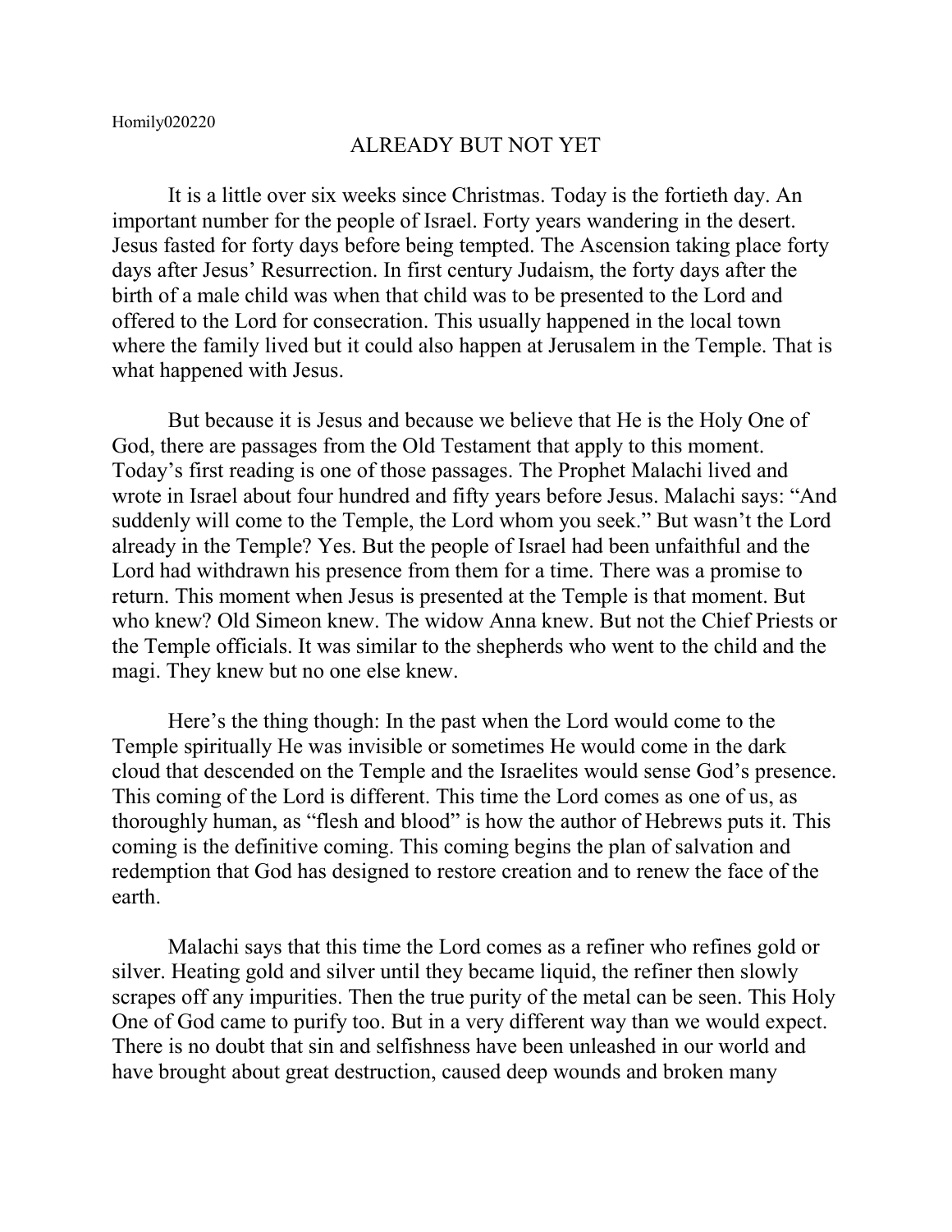Homily020220

# ALREADY BUT NOT YET

It is a little over six weeks since Christmas. Today is the fortieth day. An important number for the people of Israel. Forty years wandering in the desert. Jesus fasted for forty days before being tempted. The Ascension taking place forty days after Jesus' Resurrection. In first century Judaism, the forty days after the birth of a male child was when that child was to be presented to the Lord and offered to the Lord for consecration. This usually happened in the local town where the family lived but it could also happen at Jerusalem in the Temple. That is what happened with Jesus.

But because it is Jesus and because we believe that He is the Holy One of God, there are passages from the Old Testament that apply to this moment. Today's first reading is one of those passages. The Prophet Malachi lived and wrote in Israel about four hundred and fifty years before Jesus. Malachi says: "And suddenly will come to the Temple, the Lord whom you seek." But wasn't the Lord already in the Temple? Yes. But the people of Israel had been unfaithful and the Lord had withdrawn his presence from them for a time. There was a promise to return. This moment when Jesus is presented at the Temple is that moment. But who knew? Old Simeon knew. The widow Anna knew. But not the Chief Priests or the Temple officials. It was similar to the shepherds who went to the child and the magi. They knew but no one else knew.

Here's the thing though: In the past when the Lord would come to the Temple spiritually He was invisible or sometimes He would come in the dark cloud that descended on the Temple and the Israelites would sense God's presence. This coming of the Lord is different. This time the Lord comes as one of us, as thoroughly human, as "flesh and blood" is how the author of Hebrews puts it. This coming is the definitive coming. This coming begins the plan of salvation and redemption that God has designed to restore creation and to renew the face of the earth.

Malachi says that this time the Lord comes as a refiner who refines gold or silver. Heating gold and silver until they became liquid, the refiner then slowly scrapes off any impurities. Then the true purity of the metal can be seen. This Holy One of God came to purify too. But in a very different way than we would expect. There is no doubt that sin and selfishness have been unleashed in our world and have brought about great destruction, caused deep wounds and broken many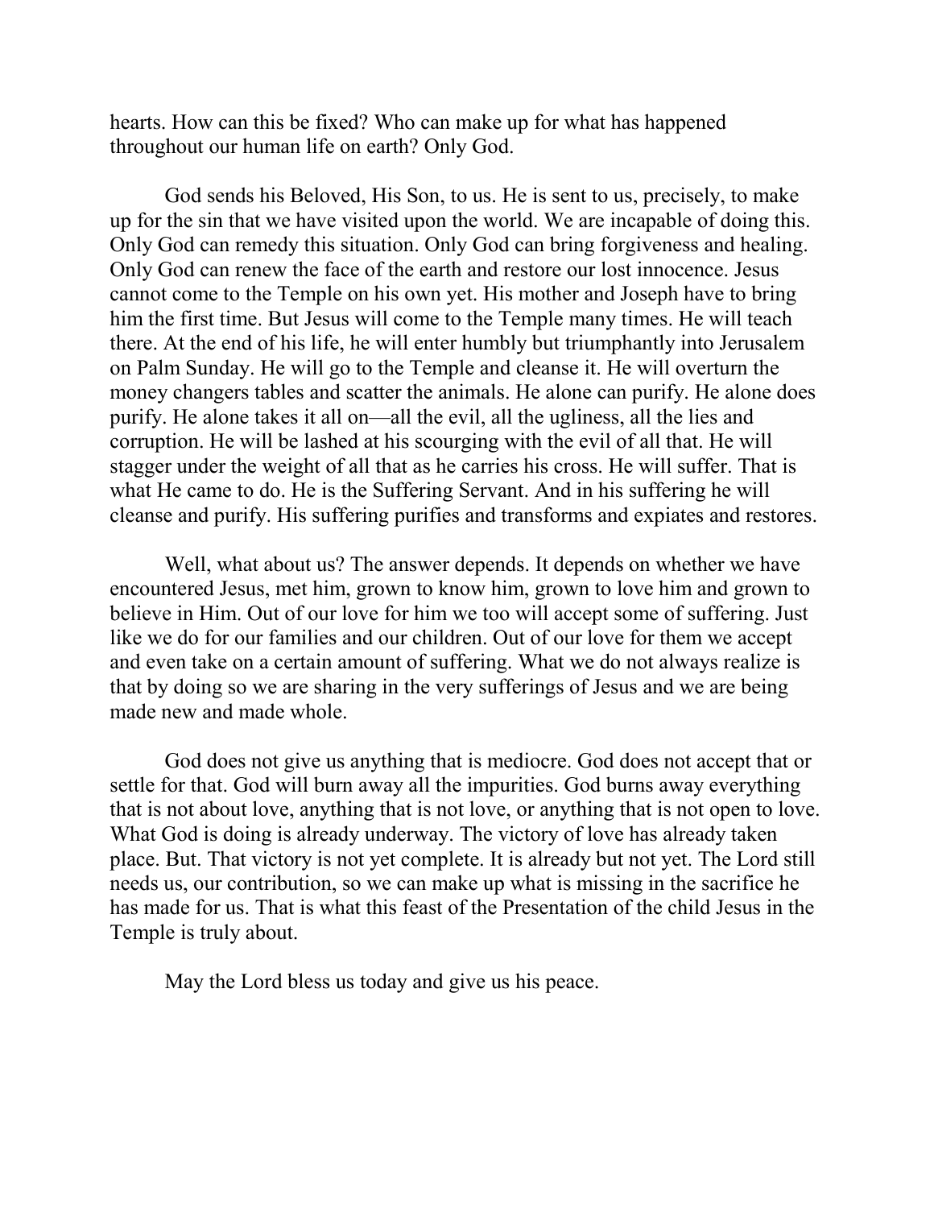hearts. How can this be fixed? Who can make up for what has happened throughout our human life on earth? Only God.

God sends his Beloved, His Son, to us. He is sent to us, precisely, to make up for the sin that we have visited upon the world. We are incapable of doing this. Only God can remedy this situation. Only God can bring forgiveness and healing. Only God can renew the face of the earth and restore our lost innocence. Jesus cannot come to the Temple on his own yet. His mother and Joseph have to bring him the first time. But Jesus will come to the Temple many times. He will teach there. At the end of his life, he will enter humbly but triumphantly into Jerusalem on Palm Sunday. He will go to the Temple and cleanse it. He will overturn the money changers tables and scatter the animals. He alone can purify. He alone does purify. He alone takes it all on—all the evil, all the ugliness, all the lies and corruption. He will be lashed at his scourging with the evil of all that. He will stagger under the weight of all that as he carries his cross. He will suffer. That is what He came to do. He is the Suffering Servant. And in his suffering he will cleanse and purify. His suffering purifies and transforms and expiates and restores.

Well, what about us? The answer depends. It depends on whether we have encountered Jesus, met him, grown to know him, grown to love him and grown to believe in Him. Out of our love for him we too will accept some of suffering. Just like we do for our families and our children. Out of our love for them we accept and even take on a certain amount of suffering. What we do not always realize is that by doing so we are sharing in the very sufferings of Jesus and we are being made new and made whole.

God does not give us anything that is mediocre. God does not accept that or settle for that. God will burn away all the impurities. God burns away everything that is not about love, anything that is not love, or anything that is not open to love. What God is doing is already underway. The victory of love has already taken place. But. That victory is not yet complete. It is already but not yet. The Lord still needs us, our contribution, so we can make up what is missing in the sacrifice he has made for us. That is what this feast of the Presentation of the child Jesus in the Temple is truly about.

May the Lord bless us today and give us his peace.